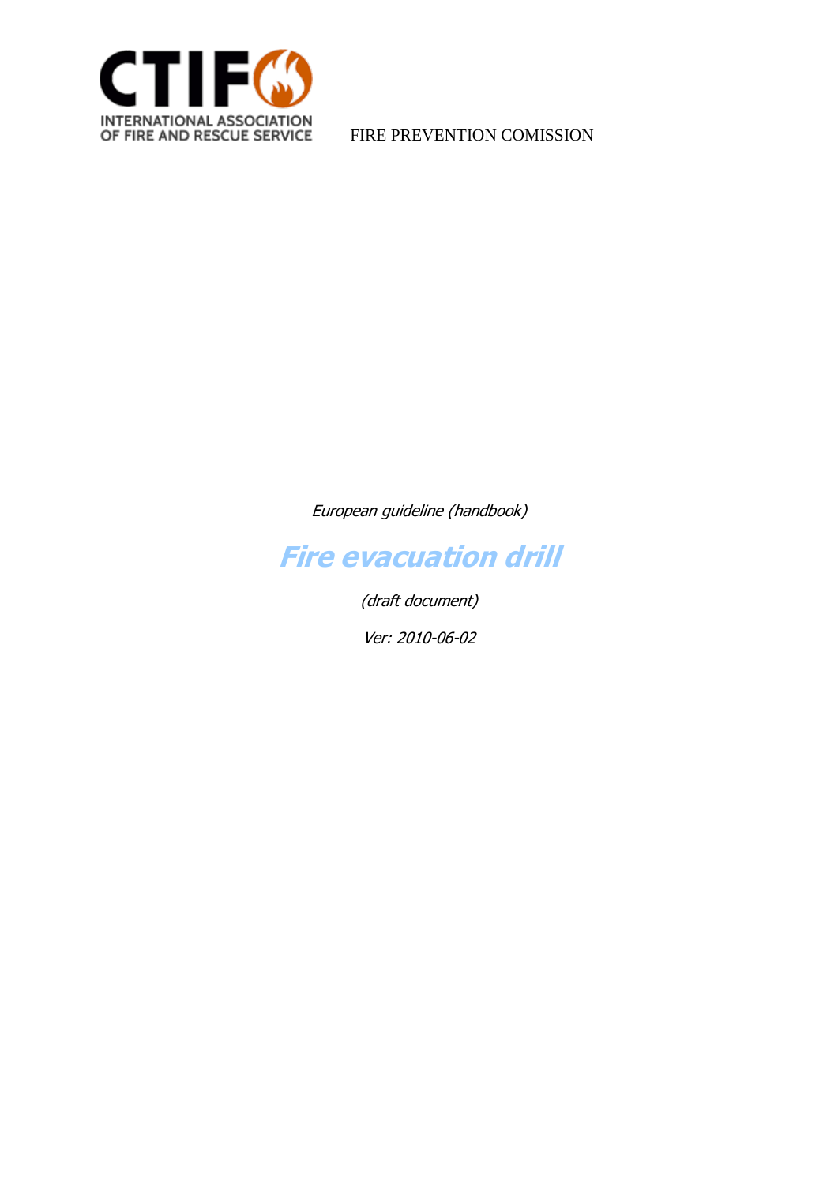CTIF

INTERNATIONAL ASSOCIATION OF FIRE AND RESCUE SERVICE

FIRE PREVENTION COMISSION

*European guideline (handbook)*

# *Fire evacuation drill*

*(draft document)*

*Ver: 2010-06-02*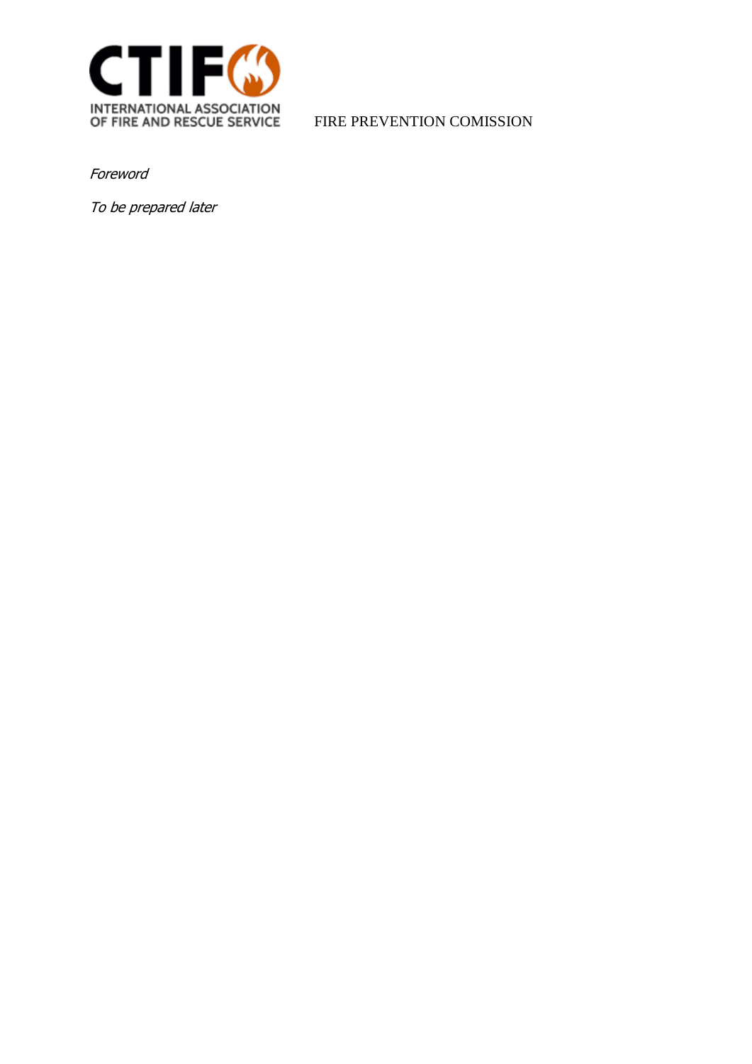FIRE PREVENTION COMISSION

*Foreword*

*To be prepared later*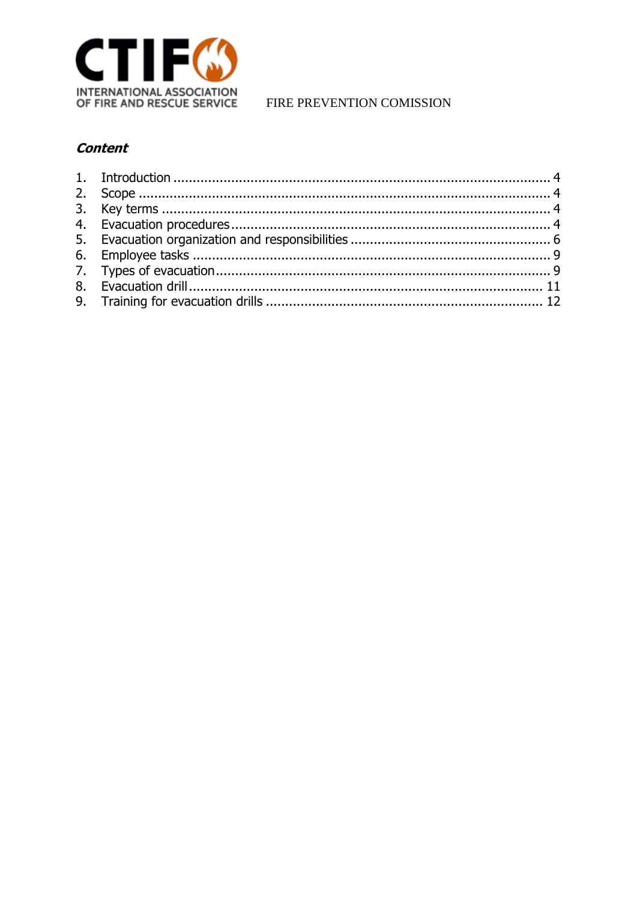FIRE PREVENTION COMISSION

## *Content*

1. Introduction .......... 4
2. Scope .......... 4
3. Key terms .......... 4
4. Evacuation procedures .......... 4
5. Evacuation organization and responsibilities .......... 6
6. Employee tasks .......... 9
7. Types of evacuation .......... 9
8. Evacuation drill .......... 11
9. Training for evacuation drills .......... 12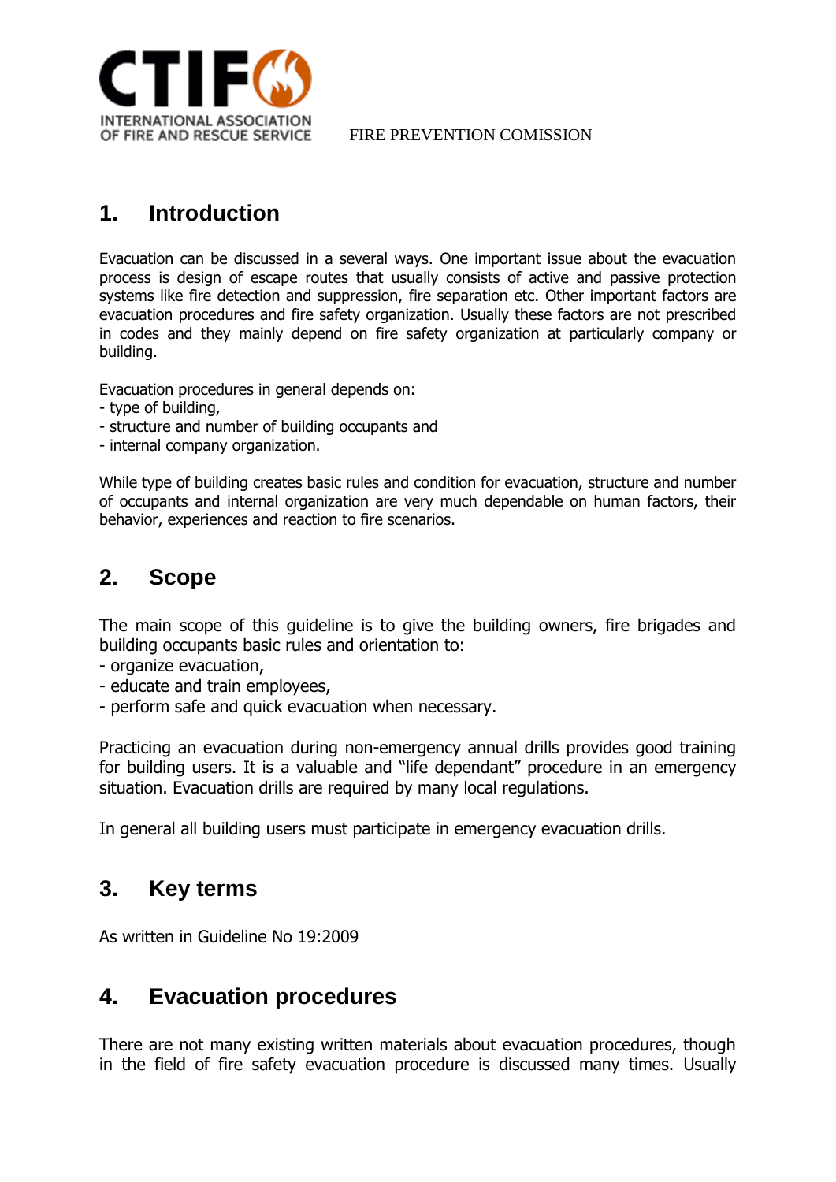## 1. Introduction

Evacuation can be discussed in a several ways. One important issue about the evacuation process is design of escape routes that usually consists of active and passive protection systems like fire detection and suppression, fire separation etc. Other important factors are evacuation procedures and fire safety organization. Usually these factors are not prescribed in codes and they mainly depend on fire safety organization at particularly company or building.

Evacuation procedures in general depends on:
- type of building,
- structure and number of building occupants and
- internal company organization.

While type of building creates basic rules and condition for evacuation, structure and number of occupants and internal organization are very much dependable on human factors, their behavior, experiences and reaction to fire scenarios.

## 2. Scope

The main scope of this guideline is to give the building owners, fire brigades and building occupants basic rules and orientation to:
- organize evacuation,
- educate and train employees,
- perform safe and quick evacuation when necessary.

Practicing an evacuation during non-emergency annual drills provides good training for building users. It is a valuable and "life dependant" procedure in an emergency situation. Evacuation drills are required by many local regulations.

In general all building users must participate in emergency evacuation drills.

## 3. Key terms

As written in Guideline No 19:2009

## 4. Evacuation procedures

There are not many existing written materials about evacuation procedures, though in the field of fire safety evacuation procedure is discussed many times. Usually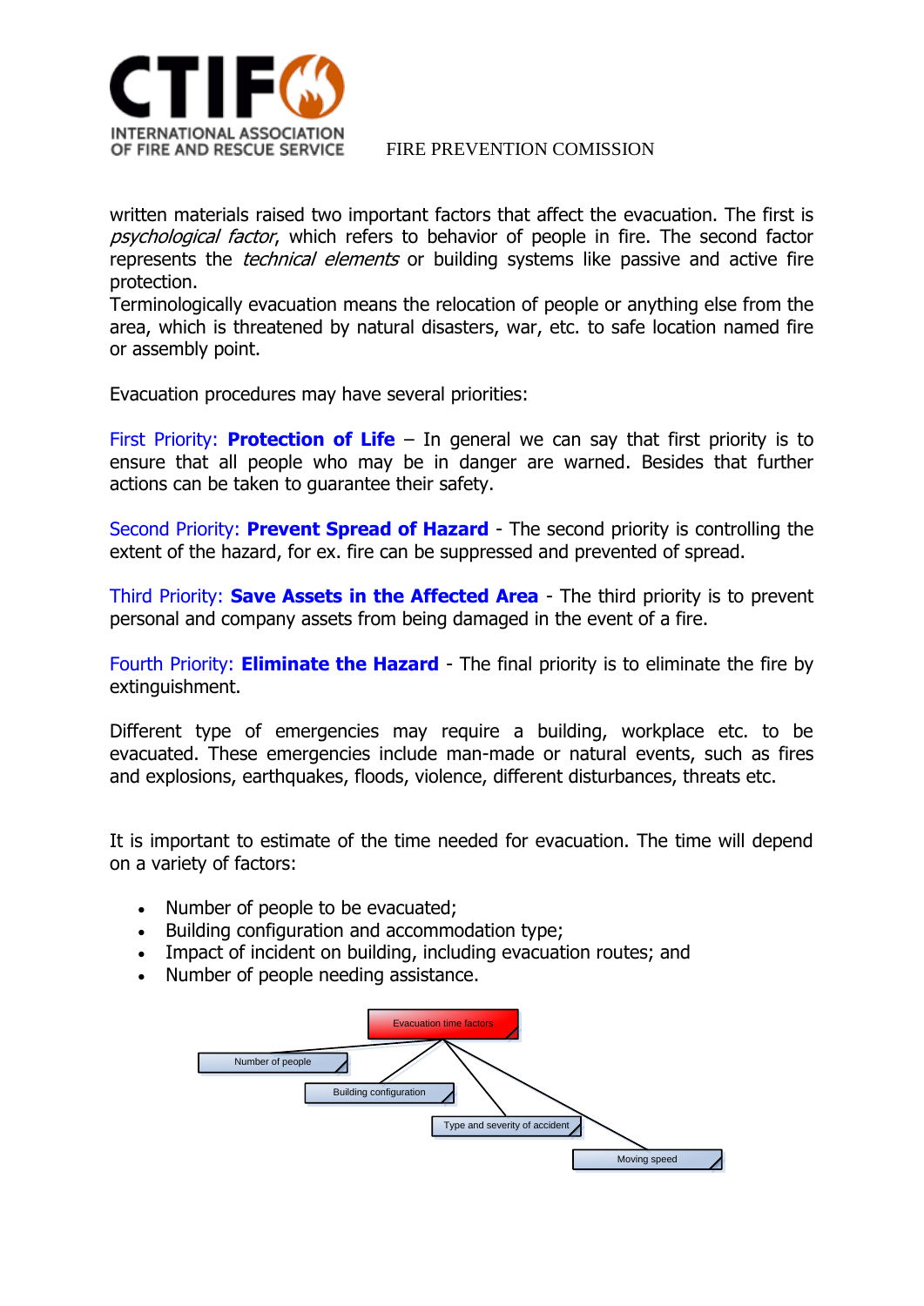written materials raised two important factors that affect the evacuation. The first is *psychological factor*, which refers to behavior of people in fire. The second factor represents the *technical elements* or building systems like passive and active fire protection.
Terminologically evacuation means the relocation of people or anything else from the area, which is threatened by natural disasters, war, etc. to safe location named fire or assembly point.

Evacuation procedures may have several priorities:

First Priority: **Protection of Life** – In general we can say that first priority is to ensure that all people who may be in danger are warned. Besides that further actions can be taken to guarantee their safety.

Second Priority: **Prevent Spread of Hazard** - The second priority is controlling the extent of the hazard, for ex. fire can be suppressed and prevented of spread.

Third Priority: **Save Assets in the Affected Area** - The third priority is to prevent personal and company assets from being damaged in the event of a fire.

Fourth Priority: **Eliminate the Hazard** - The final priority is to eliminate the fire by extinguishment.

Different type of emergencies may require a building, workplace etc. to be evacuated. These emergencies include man-made or natural events, such as fires and explosions, earthquakes, floods, violence, different disturbances, threats etc.

It is important to estimate of the time needed for evacuation. The time will depend on a variety of factors:

- Number of people to be evacuated;
- Building configuration and accommodation type;
- Impact of incident on building, including evacuation routes; and
- Number of people needing assistance.

Evacuation time factors

- Number of people
- Building configuration
- Type and severity of accident
- Moving speed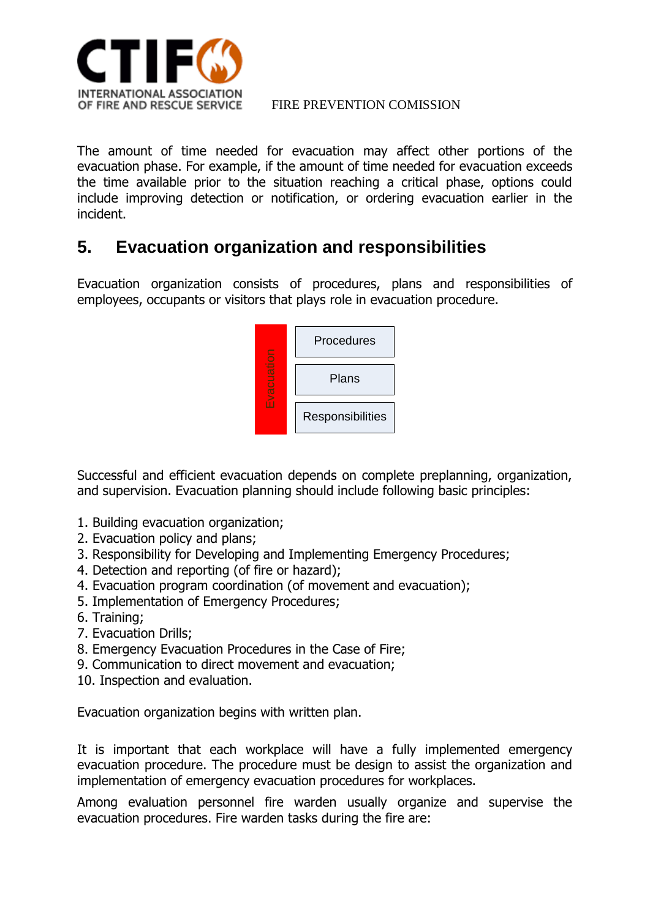The amount of time needed for evacuation may affect other portions of the evacuation phase. For example, if the amount of time needed for evacuation exceeds the time available prior to the situation reaching a critical phase, options could include improving detection or notification, or ordering evacuation earlier in the incident.

## 5. Evacuation organization and responsibilities

Evacuation organization consists of procedures, plans and responsibilities of employees, occupants or visitors that plays role in evacuation procedure.

| Evacuation | Procedures |
|---|---|
| | Plans |
| | Responsibilities |

Successful and efficient evacuation depends on complete preplanning, organization, and supervision. Evacuation planning should include following basic principles:

1. Building evacuation organization;
2. Evacuation policy and plans;
3. Responsibility for Developing and Implementing Emergency Procedures;
4. Detection and reporting (of fire or hazard);
4. Evacuation program coordination (of movement and evacuation);
5. Implementation of Emergency Procedures;
6. Training;
7. Evacuation Drills;
8. Emergency Evacuation Procedures in the Case of Fire;
9. Communication to direct movement and evacuation;
10. Inspection and evaluation.

Evacuation organization begins with written plan.

It is important that each workplace will have a fully implemented emergency evacuation procedure. The procedure must be design to assist the organization and implementation of emergency evacuation procedures for workplaces.

Among evaluation personnel fire warden usually organize and supervise the evacuation procedures. Fire warden tasks during the fire are: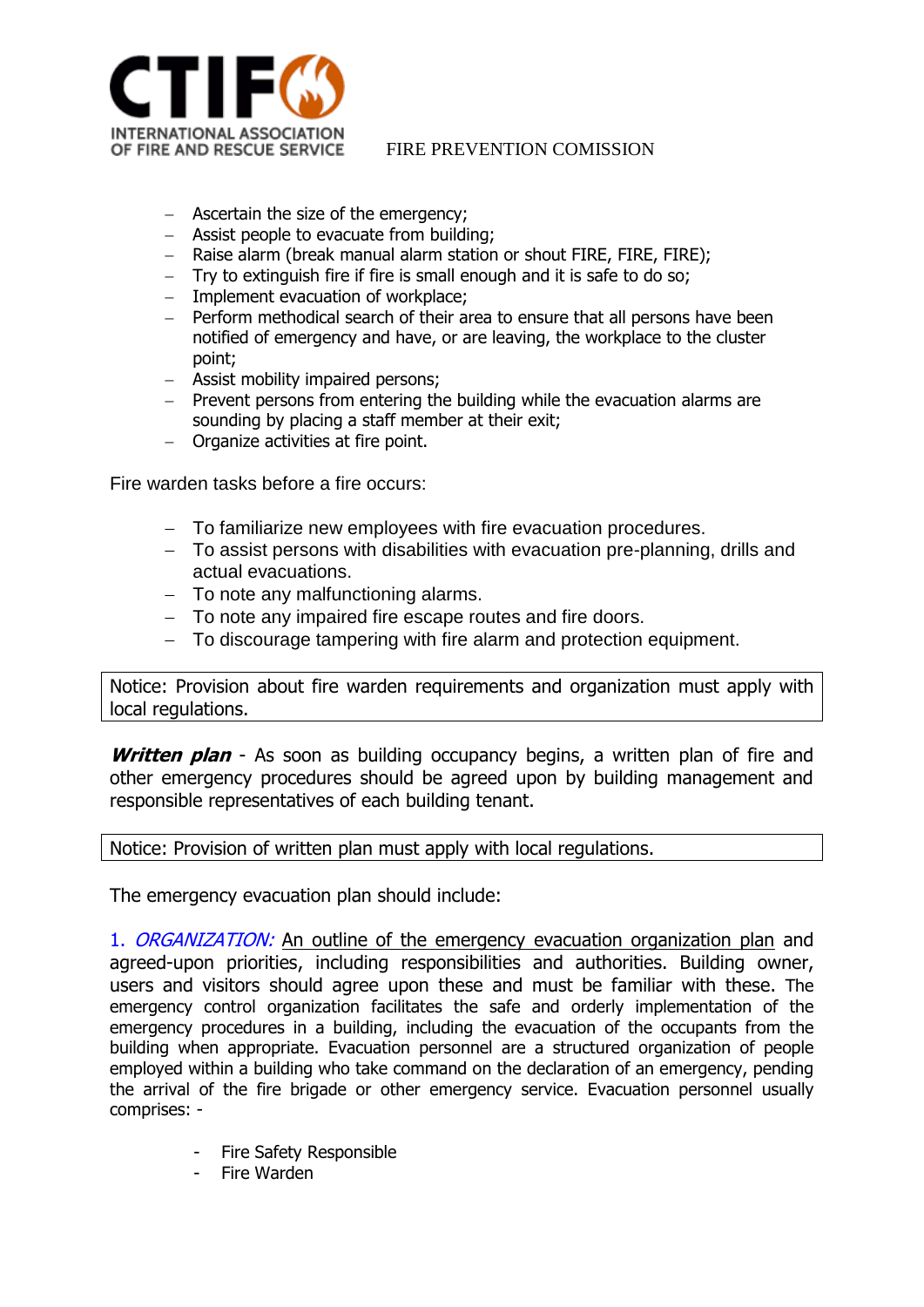- Ascertain the size of the emergency;
- Assist people to evacuate from building;
- Raise alarm (break manual alarm station or shout FIRE, FIRE, FIRE);
- Try to extinguish fire if fire is small enough and it is safe to do so;
- Implement evacuation of workplace;
- Perform methodical search of their area to ensure that all persons have been notified of emergency and have, or are leaving, the workplace to the cluster point;
- Assist mobility impaired persons;
- Prevent persons from entering the building while the evacuation alarms are sounding by placing a staff member at their exit;
- Organize activities at fire point.

Fire warden tasks before a fire occurs:

- To familiarize new employees with fire evacuation procedures.
- To assist persons with disabilities with evacuation pre-planning, drills and actual evacuations.
- To note any malfunctioning alarms.
- To note any impaired fire escape routes and fire doors.
- To discourage tampering with fire alarm and protection equipment.

| Notice: Provision about fire warden requirements and organization must apply with local regulations. |
|---|

***Written plan*** - As soon as building occupancy begins, a written plan of fire and other emergency procedures should be agreed upon by building management and responsible representatives of each building tenant.

| Notice: Provision of written plan must apply with local regulations. |
|---|

The emergency evacuation plan should include:

1. *ORGANIZATION:* An outline of the emergency evacuation organization plan and agreed-upon priorities, including responsibilities and authorities. Building owner, users and visitors should agree upon these and must be familiar with these. The emergency control organization facilitates the safe and orderly implementation of the emergency procedures in a building, including the evacuation of the occupants from the building when appropriate. Evacuation personnel are a structured organization of people employed within a building who take command on the declaration of an emergency, pending the arrival of the fire brigade or other emergency service. Evacuation personnel usually comprises: -

- Fire Safety Responsible
- Fire Warden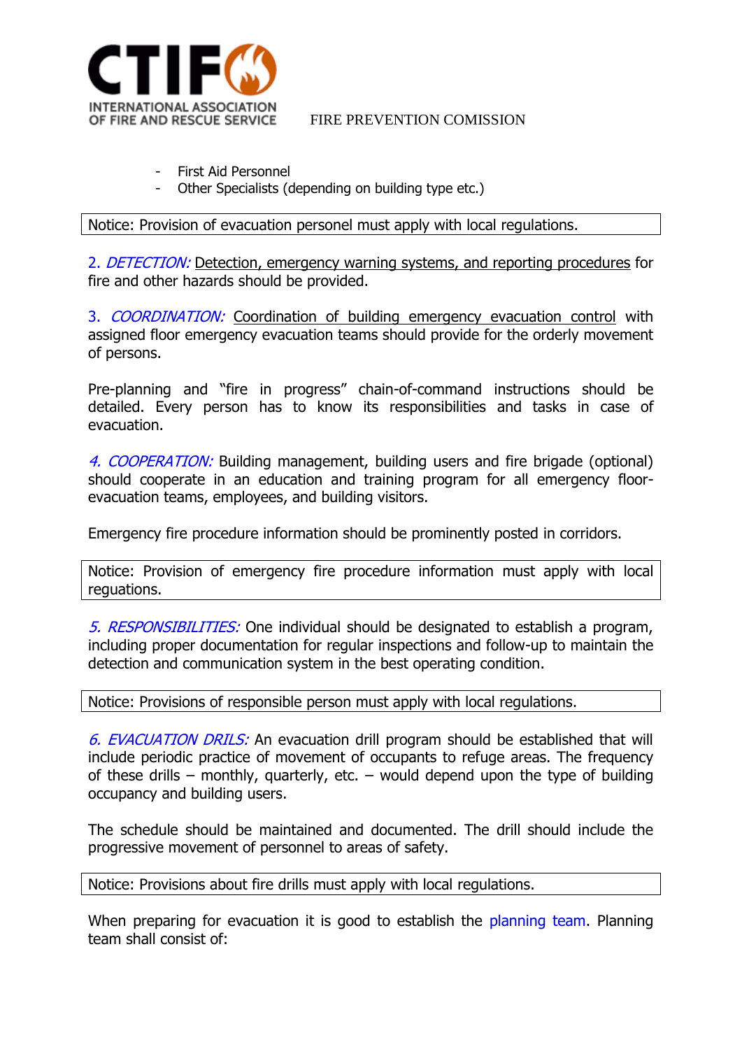- First Aid Personnel
- Other Specialists (depending on building type etc.)

| Notice: Provision of evacuation personel must apply with local regulations. |
|---|

2\. *DETECTION:* Detection, emergency warning systems, and reporting procedures for fire and other hazards should be provided.

3\. *COORDINATION:* Coordination of building emergency evacuation control with assigned floor emergency evacuation teams should provide for the orderly movement of persons.

Pre-planning and "fire in progress" chain-of-command instructions should be detailed. Every person has to know its responsibilities and tasks in case of evacuation.

*4. COOPERATION:* Building management, building users and fire brigade (optional) should cooperate in an education and training program for all emergency floor-evacuation teams, employees, and building visitors.

Emergency fire procedure information should be prominently posted in corridors.

| Notice: Provision of emergency fire procedure information must apply with local reguations. |
|---|

*5. RESPONSIBILITIES:* One individual should be designated to establish a program, including proper documentation for regular inspections and follow-up to maintain the detection and communication system in the best operating condition.

| Notice: Provisions of responsible person must apply with local regulations. |
|---|

*6. EVACUATION DRILS:* An evacuation drill program should be established that will include periodic practice of movement of occupants to refuge areas. The frequency of these drills – monthly, quarterly, etc. – would depend upon the type of building occupancy and building users.

The schedule should be maintained and documented. The drill should include the progressive movement of personnel to areas of safety.

| Notice: Provisions about fire drills must apply with local regulations. |
|---|

When preparing for evacuation it is good to establish the planning team. Planning team shall consist of: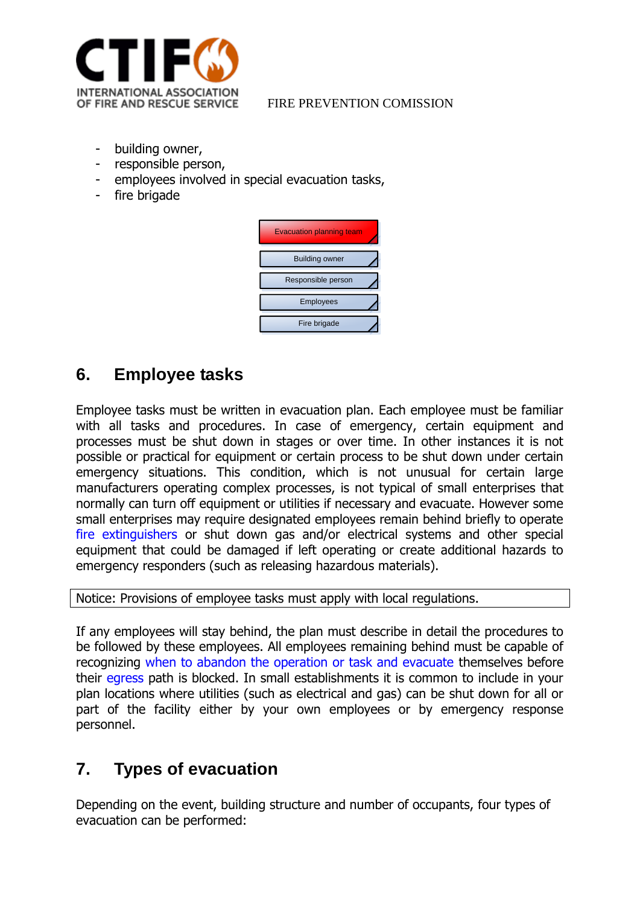- building owner,
- responsible person,
- employees involved in special evacuation tasks,
- fire brigade

Evacuation planning team

Building owner

Responsible person

Employees

Fire brigade

## 6. Employee tasks

Employee tasks must be written in evacuation plan. Each employee must be familiar with all tasks and procedures. In case of emergency, certain equipment and processes must be shut down in stages or over time. In other instances it is not possible or practical for equipment or certain process to be shut down under certain emergency situations. This condition, which is not unusual for certain large manufacturers operating complex processes, is not typical of small enterprises that normally can turn off equipment or utilities if necessary and evacuate. However some small enterprises may require designated employees remain behind briefly to operate fire extinguishers or shut down gas and/or electrical systems and other special equipment that could be damaged if left operating or create additional hazards to emergency responders (such as releasing hazardous materials).

| Notice: Provisions of employee tasks must apply with local regulations. |
|---|

If any employees will stay behind, the plan must describe in detail the procedures to be followed by these employees. All employees remaining behind must be capable of recognizing when to abandon the operation or task and evacuate themselves before their egress path is blocked. In small establishments it is common to include in your plan locations where utilities (such as electrical and gas) can be shut down for all or part of the facility either by your own employees or by emergency response personnel.

## 7. Types of evacuation

Depending on the event, building structure and number of occupants, four types of evacuation can be performed: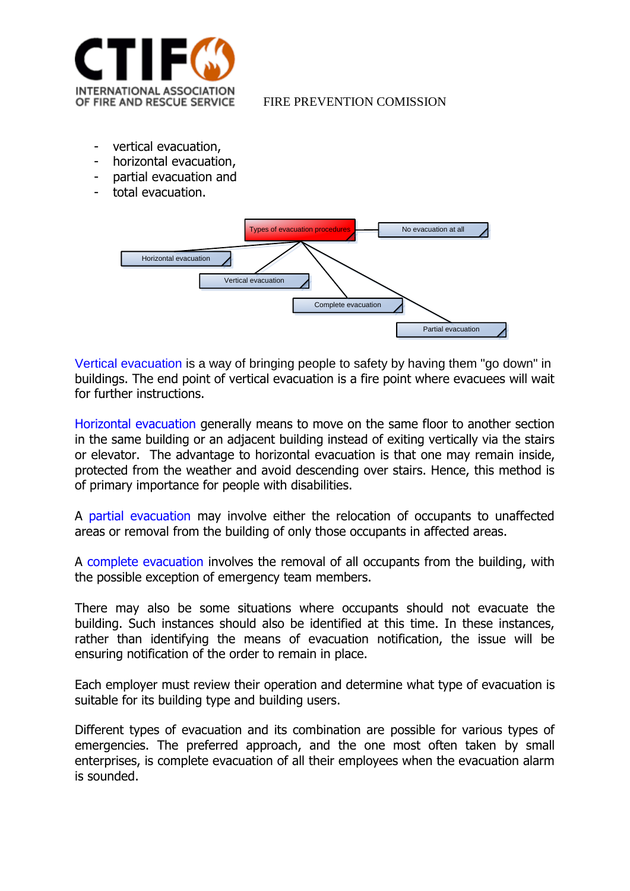- vertical evacuation,
- horizontal evacuation,
- partial evacuation and
- total evacuation.

Types of evacuation procedures

- No evacuation at all
- Horizontal evacuation
- Vertical evacuation
- Complete evacuation
- Partial evacuation

Vertical evacuation is a way of bringing people to safety by having them "go down" in buildings. The end point of vertical evacuation is a fire point where evacuees will wait for further instructions.

Horizontal evacuation generally means to move on the same floor to another section in the same building or an adjacent building instead of exiting vertically via the stairs or elevator. The advantage to horizontal evacuation is that one may remain inside, protected from the weather and avoid descending over stairs. Hence, this method is of primary importance for people with disabilities.

A partial evacuation may involve either the relocation of occupants to unaffected areas or removal from the building of only those occupants in affected areas.

A complete evacuation involves the removal of all occupants from the building, with the possible exception of emergency team members.

There may also be some situations where occupants should not evacuate the building. Such instances should also be identified at this time. In these instances, rather than identifying the means of evacuation notification, the issue will be ensuring notification of the order to remain in place.

Each employer must review their operation and determine what type of evacuation is suitable for its building type and building users.

Different types of evacuation and its combination are possible for various types of emergencies. The preferred approach, and the one most often taken by small enterprises, is complete evacuation of all their employees when the evacuation alarm is sounded.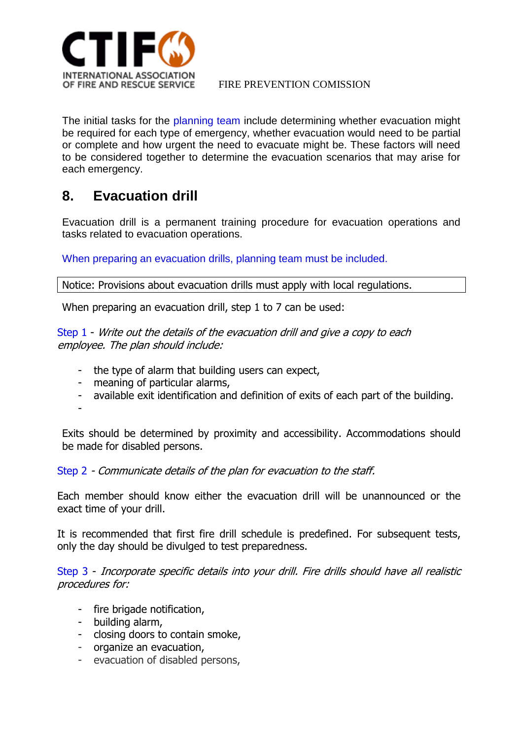The initial tasks for the planning team include determining whether evacuation might be required for each type of emergency, whether evacuation would need to be partial or complete and how urgent the need to evacuate might be. These factors will need to be considered together to determine the evacuation scenarios that may arise for each emergency.

## 8. Evacuation drill

Evacuation drill is a permanent training procedure for evacuation operations and tasks related to evacuation operations.

When preparing an evacuation drills, planning team must be included.

| Notice: Provisions about evacuation drills must apply with local regulations. |
|---|

When preparing an evacuation drill, step 1 to 7 can be used:

Step 1 - *Write out the details of the evacuation drill and give a copy to each employee. The plan should include:*

- the type of alarm that building users can expect,
- meaning of particular alarms,
- available exit identification and definition of exits of each part of the building.
-

Exits should be determined by proximity and accessibility. Accommodations should be made for disabled persons.

Step 2 - *Communicate details of the plan for evacuation to the staff.*

Each member should know either the evacuation drill will be unannounced or the exact time of your drill.

It is recommended that first fire drill schedule is predefined. For subsequent tests, only the day should be divulged to test preparedness.

Step 3 - *Incorporate specific details into your drill. Fire drills should have all realistic procedures for:*

- fire brigade notification,
- building alarm,
- closing doors to contain smoke,
- organize an evacuation,
- evacuation of disabled persons,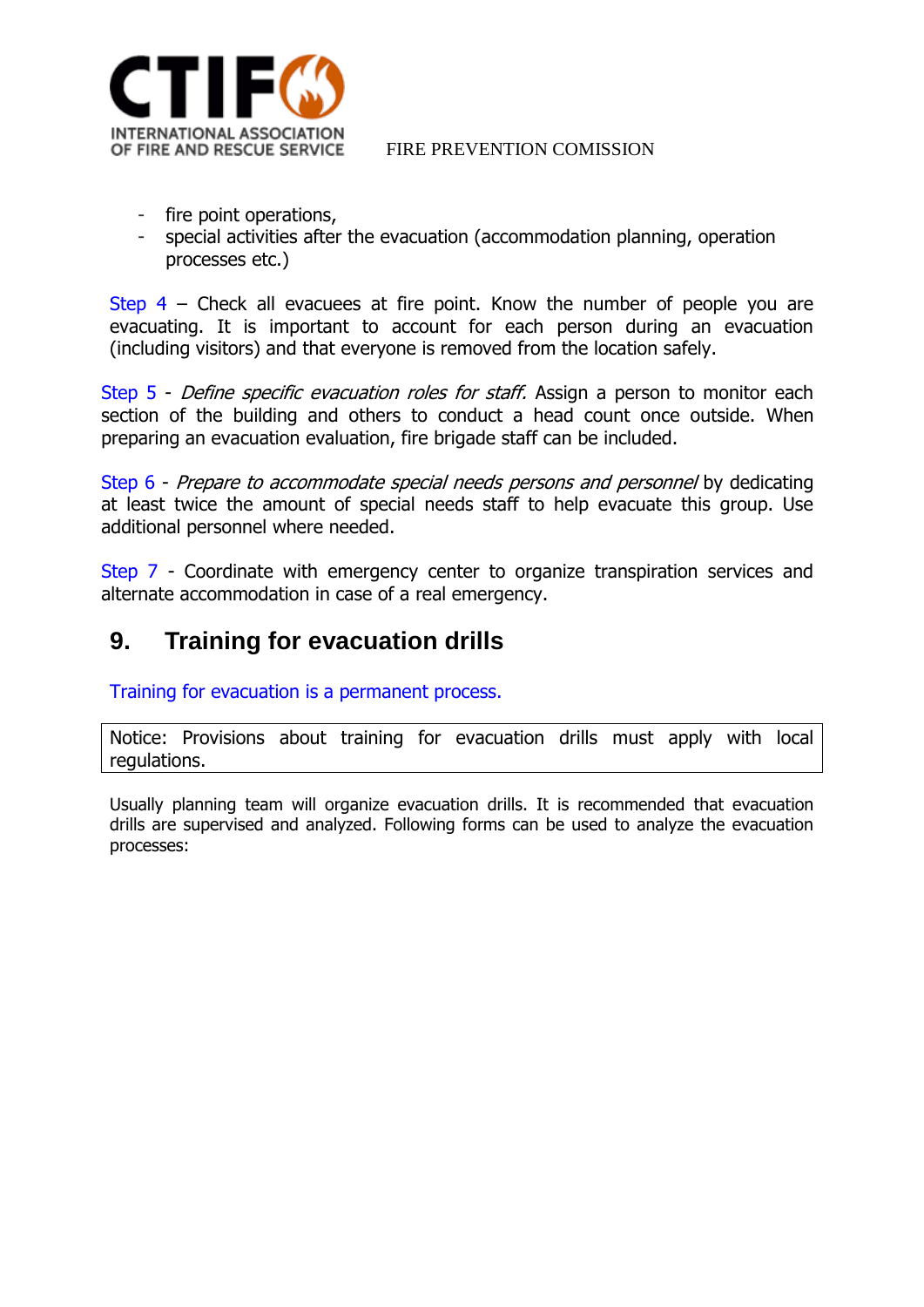- fire point operations,
- special activities after the evacuation (accommodation planning, operation processes etc.)

Step 4 – Check all evacuees at fire point. Know the number of people you are evacuating. It is important to account for each person during an evacuation (including visitors) and that everyone is removed from the location safely.

Step 5 - *Define specific evacuation roles for staff.* Assign a person to monitor each section of the building and others to conduct a head count once outside. When preparing an evacuation evaluation, fire brigade staff can be included.

Step 6 - *Prepare to accommodate special needs persons and personnel* by dedicating at least twice the amount of special needs staff to help evacuate this group. Use additional personnel where needed.

Step 7 - Coordinate with emergency center to organize transpiration services and alternate accommodation in case of a real emergency.

## 9. Training for evacuation drills

Training for evacuation is a permanent process.

| Notice: Provisions about training for evacuation drills must apply with local regulations. |
|---|

Usually planning team will organize evacuation drills. It is recommended that evacuation drills are supervised and analyzed. Following forms can be used to analyze the evacuation processes: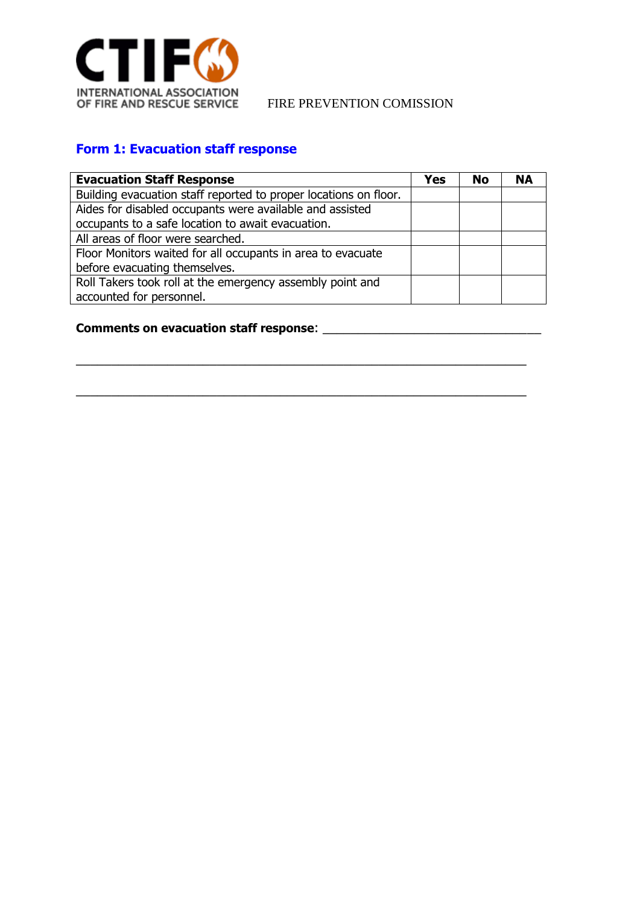FIRE PREVENTION COMISSION

## Form 1: Evacuation staff response

| Evacuation Staff Response | Yes | No | NA |
|---|---|---|---|
| Building evacuation staff reported to proper locations on floor. | | | |
| Aides for disabled occupants were available and assisted occupants to a safe location to await evacuation. | | | |
| All areas of floor were searched. | | | |
| Floor Monitors waited for all occupants in area to evacuate before evacuating themselves. | | | |
| Roll Takers took roll at the emergency assembly point and accounted for personnel. | | | |

**Comments on evacuation staff response**: ________________________________

____________________________________________________________________

____________________________________________________________________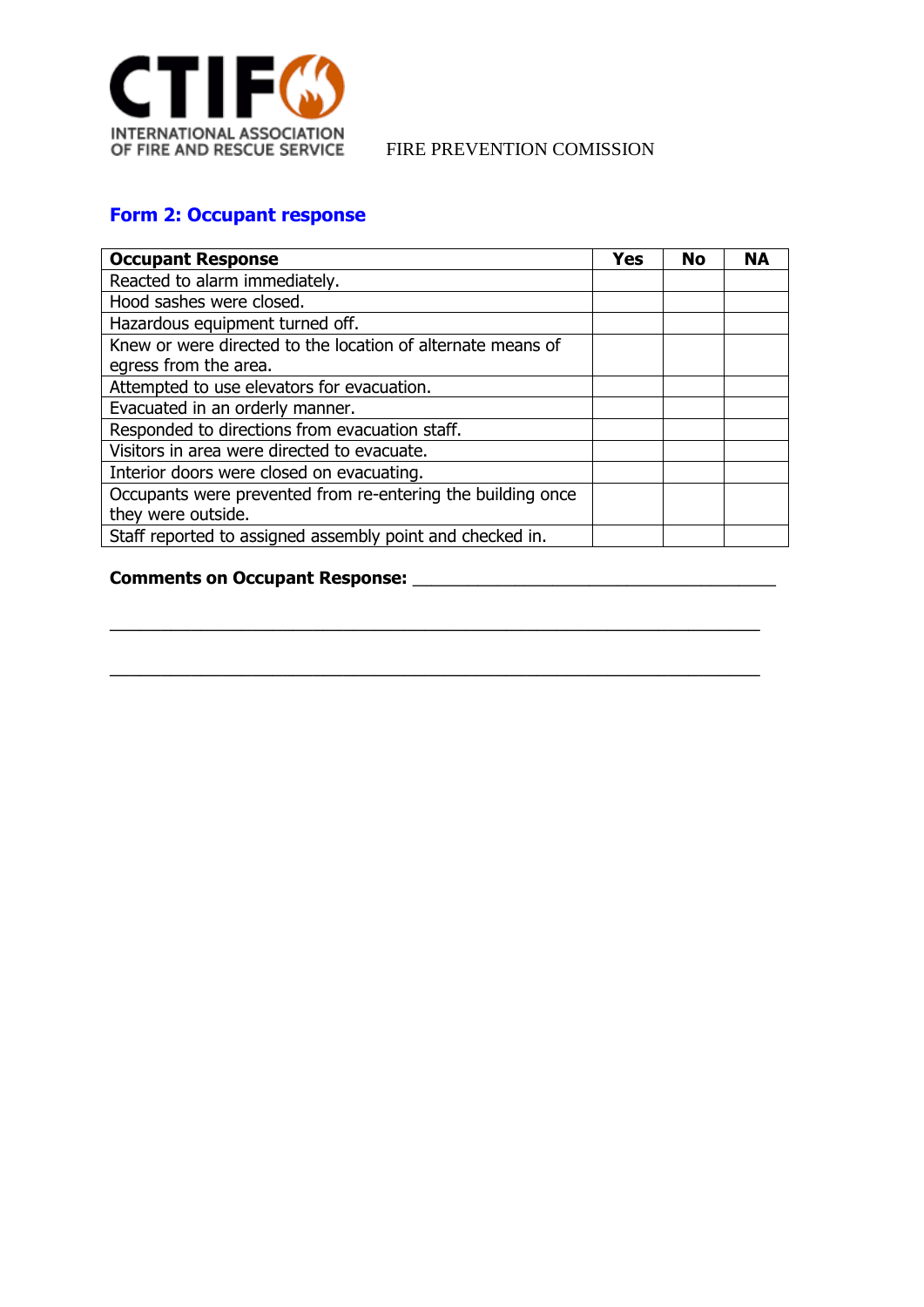FIRE PREVENTION COMISSION

## Form 2: Occupant response

| Occupant Response | Yes | No | NA |
|---|---|---|---|
| Reacted to alarm immediately. | | | |
| Hood sashes were closed. | | | |
| Hazardous equipment turned off. | | | |
| Knew or were directed to the location of alternate means of egress from the area. | | | |
| Attempted to use elevators for evacuation. | | | |
| Evacuated in an orderly manner. | | | |
| Responded to directions from evacuation staff. | | | |
| Visitors in area were directed to evacuate. | | | |
| Interior doors were closed on evacuating. | | | |
| Occupants were prevented from re-entering the building once they were outside. | | | |
| Staff reported to assigned assembly point and checked in. | | | |

**Comments on Occupant Response:** ____________________________________

_____________________________________________________________________

_____________________________________________________________________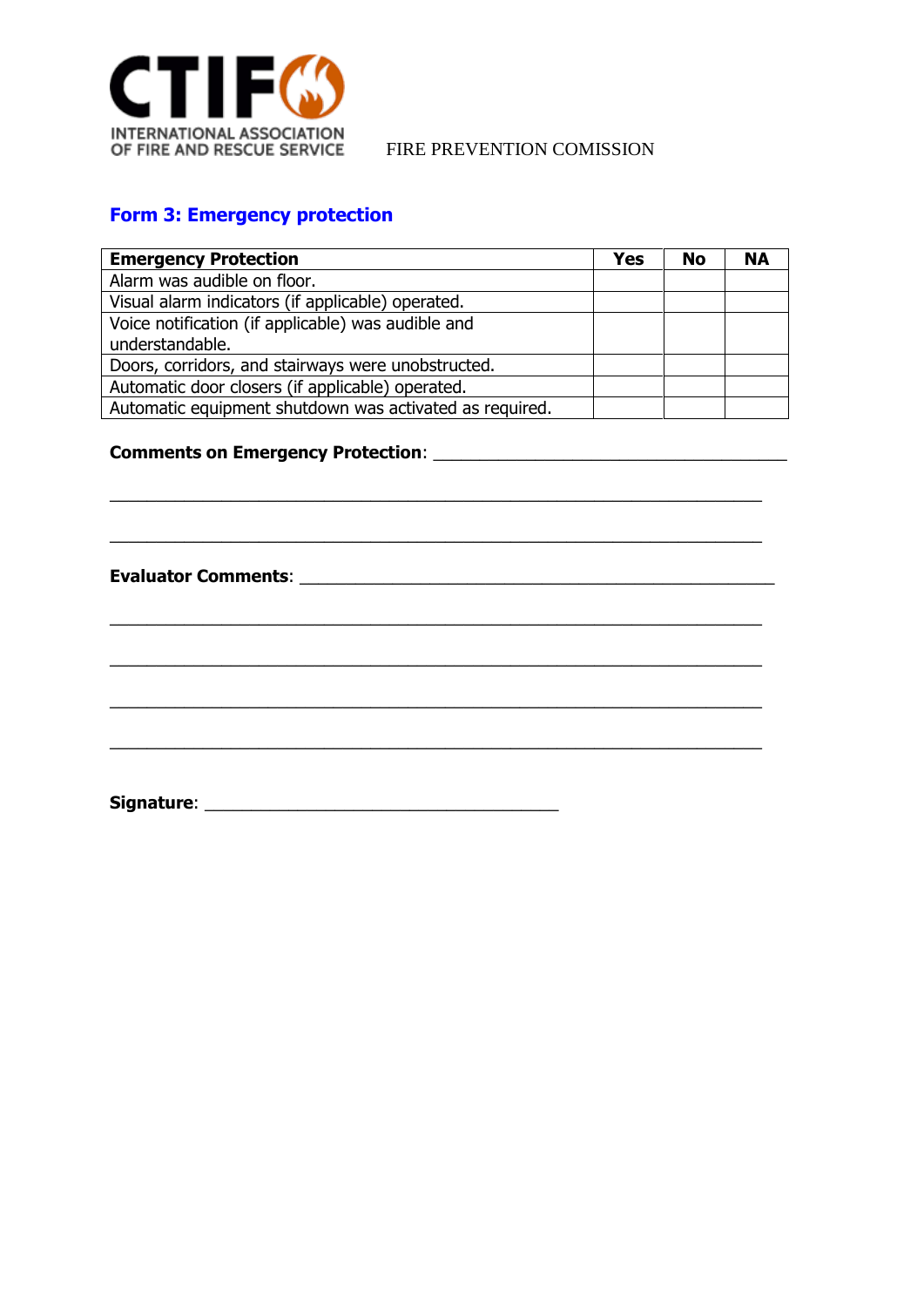CTIF INTERNATIONAL ASSOCIATION OF FIRE AND RESCUE SERVICE

FIRE PREVENTION COMISSION

## Form 3: Emergency protection

| Emergency Protection | Yes | No | NA |
|---|---|---|---|
| Alarm was audible on floor. | | | |
| Visual alarm indicators (if applicable) operated. | | | |
| Voice notification (if applicable) was audible and understandable. | | | |
| Doors, corridors, and stairways were unobstructed. | | | |
| Automatic door closers (if applicable) operated. | | | |
| Automatic equipment shutdown was activated as required. | | | |

**Comments on Emergency Protection**: ____________________________________

_____________________________________________________________________

_____________________________________________________________________

**Evaluator Comments**: __________________________________________________

_____________________________________________________________________

_____________________________________________________________________

_____________________________________________________________________

_____________________________________________________________________

**Signature**: _____________________________________